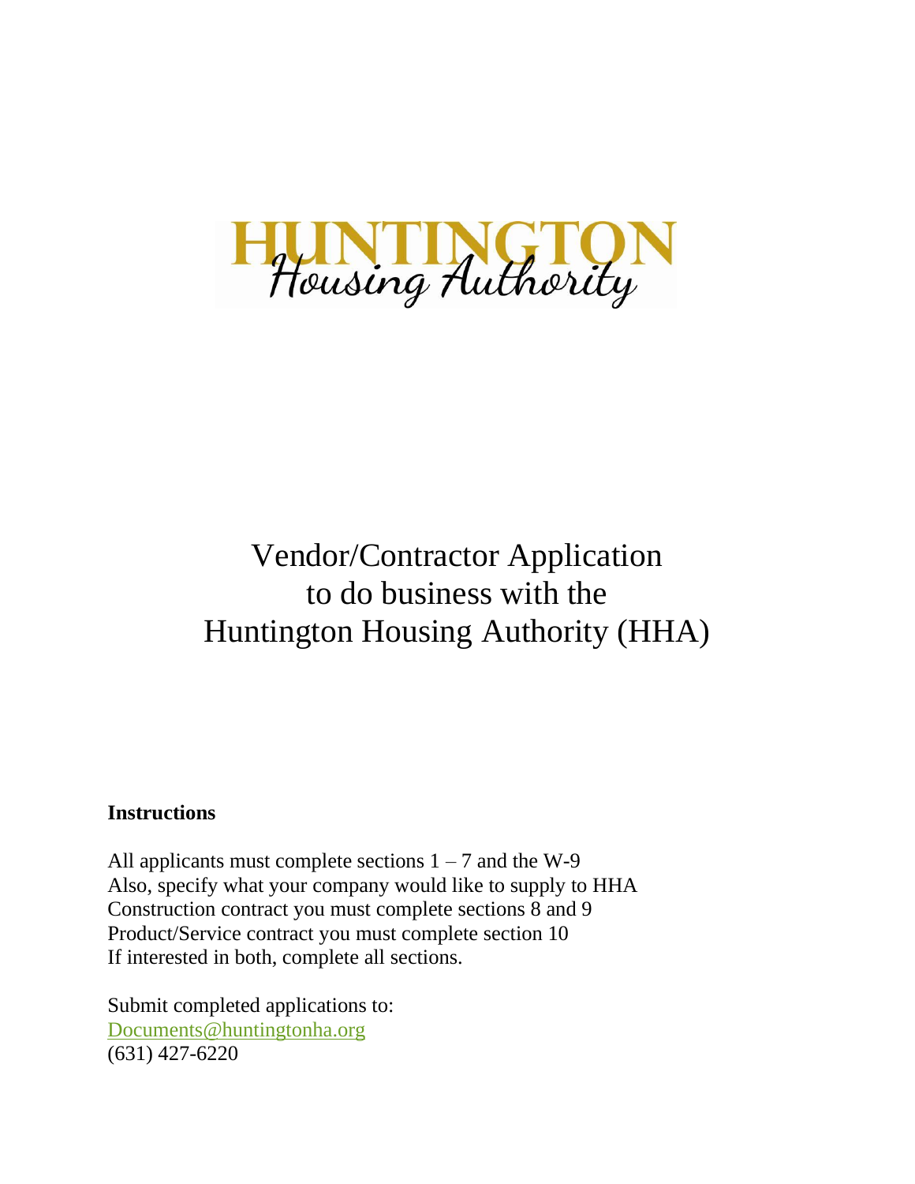# HUNTINGTON Housing Authority

## Vendor/Contractor Application to do business with the Huntington Housing Authority (HHA)

**Instructions**

All applicants must complete sections 1 – 7 and the W-9
Also, specify what your company would like to supply to HHA
Construction contract you must complete sections 8 and 9
Product/Service contract you must complete section 10
If interested in both, complete all sections.

Submit completed applications to:
Documents@huntingtonha.org
(631) 427-6220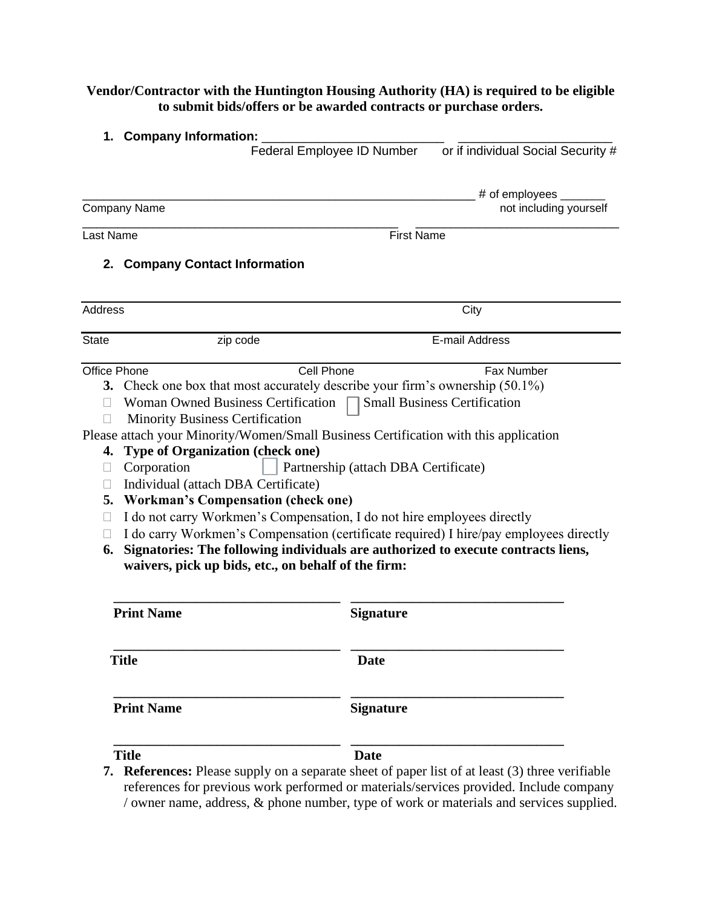**Vendor/Contractor with the Huntington Housing Authority (HA) is required to be eligible to submit bids/offers or be awarded contracts or purchase orders.**

1. **Company Information:** ___________________________ ______________________
   Federal Employee ID Number or if individual Social Security #

___________________________________________________________ # of employees _______
Company Name not including yourself

_______________________________________________ ______________________________
Last Name First Name

2. **Company Contact Information**

Address City

State zip code E-mail Address

Office Phone Cell Phone Fax Number

3. Check one box that most accurately describe your firm's ownership (50.1%)

☐ Woman Owned Business Certification ☐ Small Business Certification
☐ Minority Business Certification

Please attach your Minority/Women/Small Business Certification with this application

4. **Type of Organization (check one)**

☐ Corporation ☐ Partnership (attach DBA Certificate)
☐ Individual (attach DBA Certificate)

5. **Workman's Compensation (check one)**

☐ I do not carry Workmen's Compensation, I do not hire employees directly
☐ I do carry Workmen's Compensation (certificate required) I hire/pay employees directly

6. **Signatories: The following individuals are authorized to execute contracts liens, waivers, pick up bids, etc., on behalf of the firm:**

_________________________________ _______________________________
**Print Name** **Signature**

_________________________________ _______________________________
**Title** **Date**

_________________________________ _______________________________
**Print Name** **Signature**

_________________________________ _______________________________
**Title** **Date**

7. **References:** Please supply on a separate sheet of paper list of at least (3) three verifiable references for previous work performed or materials/services provided. Include company / owner name, address, & phone number, type of work or materials and services supplied.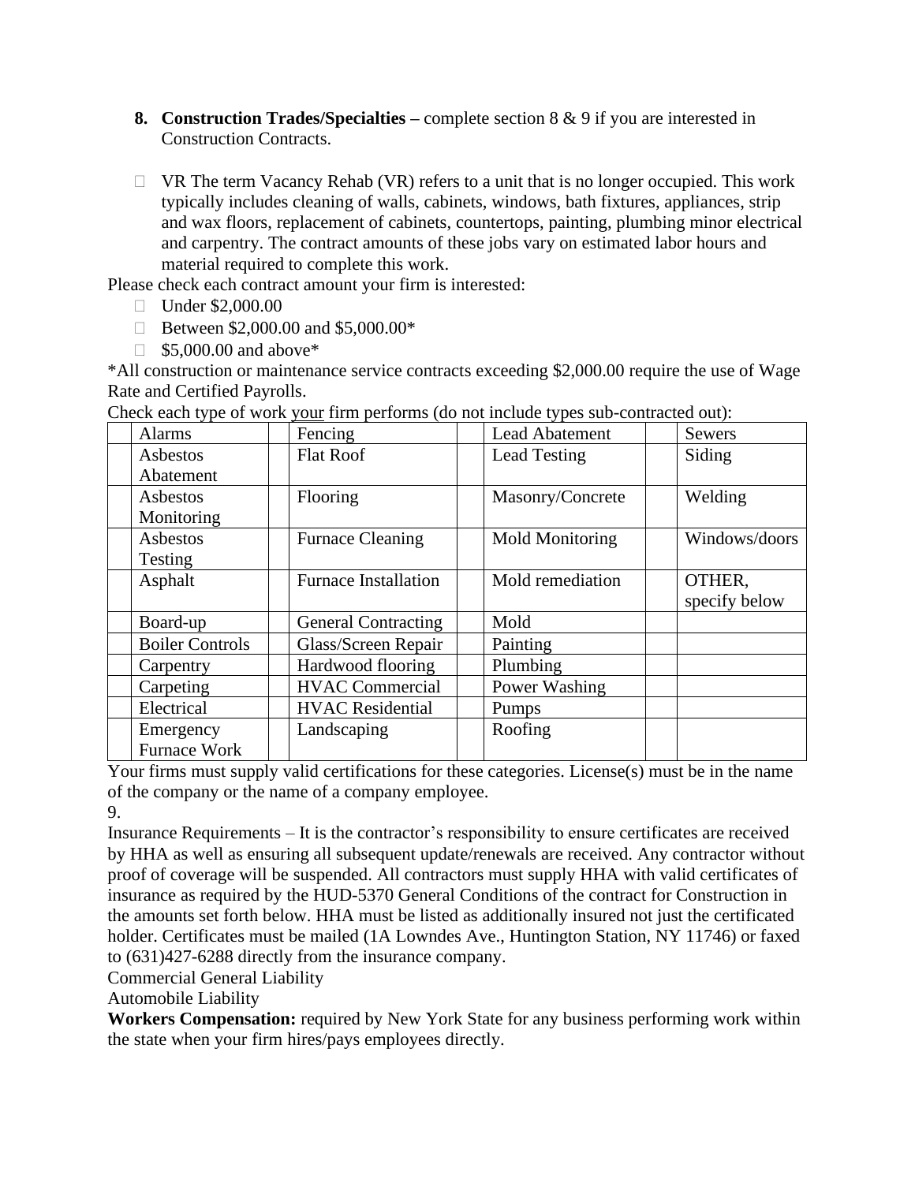8. **Construction Trades/Specialties –** complete section 8 & 9 if you are interested in Construction Contracts.

- ☐ VR The term Vacancy Rehab (VR) refers to a unit that is no longer occupied. This work typically includes cleaning of walls, cabinets, windows, bath fixtures, appliances, strip and wax floors, replacement of cabinets, countertops, painting, plumbing minor electrical and carpentry. The contract amounts of these jobs vary on estimated labor hours and material required to complete this work.

Please check each contract amount your firm is interested:

- ☐ Under $2,000.00
- ☐ Between $2,000.00 and $5,000.00*
- ☐ $5,000.00 and above*

*All construction or maintenance service contracts exceeding $2,000.00 require the use of Wage Rate and Certified Payrolls.

Check each type of work <u>your</u> firm performs (do not include types sub-contracted out):

| | | | | | | | |
|---|---|---|---|---|---|---|---|
| | Alarms | | Fencing | | Lead Abatement | | Sewers |
| | Asbestos Abatement | | Flat Roof | | Lead Testing | | Siding |
| | Asbestos Monitoring | | Flooring | | Masonry/Concrete | | Welding |
| | Asbestos Testing | | Furnace Cleaning | | Mold Monitoring | | Windows/doors |
| | Asphalt | | Furnace Installation | | Mold remediation | | OTHER, specify below |
| | Board-up | | General Contracting | | Mold | | |
| | Boiler Controls | | Glass/Screen Repair | | Painting | | |
| | Carpentry | | Hardwood flooring | | Plumbing | | |
| | Carpeting | | HVAC Commercial | | Power Washing | | |
| | Electrical | | HVAC Residential | | Pumps | | |
| | Emergency Furnace Work | | Landscaping | | Roofing | | |

Your firms must supply valid certifications for these categories. License(s) must be in the name of the company or the name of a company employee.

9.

Insurance Requirements – It is the contractor's responsibility to ensure certificates are received by HHA as well as ensuring all subsequent update/renewals are received. Any contractor without proof of coverage will be suspended. All contractors must supply HHA with valid certificates of insurance as required by the HUD-5370 General Conditions of the contract for Construction in the amounts set forth below. HHA must be listed as additionally insured not just the certificated holder. Certificates must be mailed (1A Lowndes Ave., Huntington Station, NY 11746) or faxed to (631)427-6288 directly from the insurance company.

Commercial General Liability

Automobile Liability

**Workers Compensation:** required by New York State for any business performing work within the state when your firm hires/pays employees directly.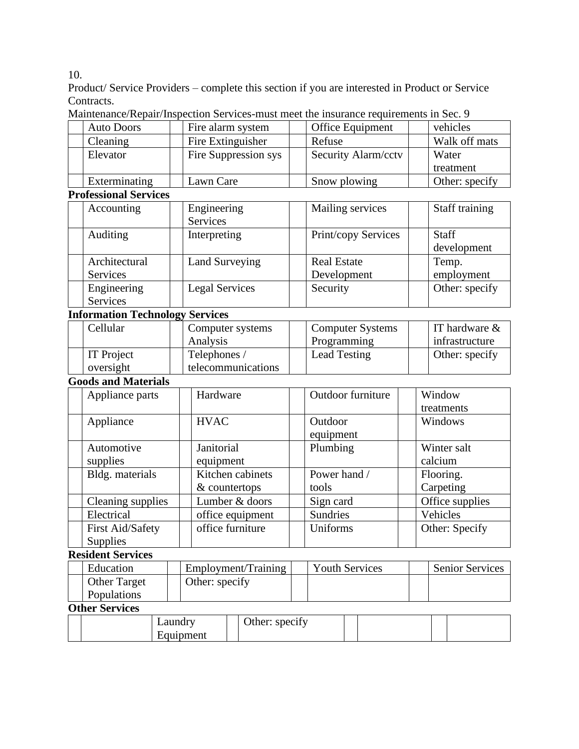10.

Product/ Service Providers – complete this section if you are interested in Product or Service Contracts.

Maintenance/Repair/Inspection Services-must meet the insurance requirements in Sec. 9

| | | | | | | | |
|---|---|---|---|---|---|---|---|
| | Auto Doors | | Fire alarm system | | Office Equipment | | vehicles |
| | Cleaning | | Fire Extinguisher | | Refuse | | Walk off mats |
| | Elevator | | Fire Suppression sys | | Security Alarm/cctv | | Water treatment |
| | Exterminating | | Lawn Care | | Snow plowing | | Other: specify |

**Professional Services**

| | | | | | | | |
|---|---|---|---|---|---|---|---|
| | Accounting | | Engineering Services | | Mailing services | | Staff training |
| | Auditing | | Interpreting | | Print/copy Services | | Staff development |
| | Architectural Services | | Land Surveying | | Real Estate Development | | Temp. employment |
| | Engineering Services | | Legal Services | | Security | | Other: specify |

**Information Technology Services**

| | | | | | | | |
|---|---|---|---|---|---|---|---|
| | Cellular | | Computer systems Analysis | | Computer Systems Programming | | IT hardware & infrastructure |
| | IT Project oversight | | Telephones / telecommunications | | Lead Testing | | Other: specify |

**Goods and Materials**

| | | | | | | | |
|---|---|---|---|---|---|---|---|
| | Appliance parts | | Hardware | | Outdoor furniture | | Window treatments |
| | Appliance | | HVAC | | Outdoor equipment | | Windows |
| | Automotive supplies | | Janitorial equipment | | Plumbing | | Winter salt calcium |
| | Bldg. materials | | Kitchen cabinets & countertops | | Power hand / tools | | Flooring. Carpeting |
| | Cleaning supplies | | Lumber & doors | | Sign card | | Office supplies |
| | Electrical | | office equipment | | Sundries | | Vehicles |
| | First Aid/Safety Supplies | | office furniture | | Uniforms | | Other: Specify |

**Resident Services**

| | | | | | | | |
|---|---|---|---|---|---|---|---|
| | Education | | Employment/Training | | Youth Services | | Senior Services |
| | Other Target Populations | | Other: specify | | | | |

**Other Services**

| | | | | | | | |
|---|---|---|---|---|---|---|---|
| | | Laundry Equipment | | Other: specify | | | |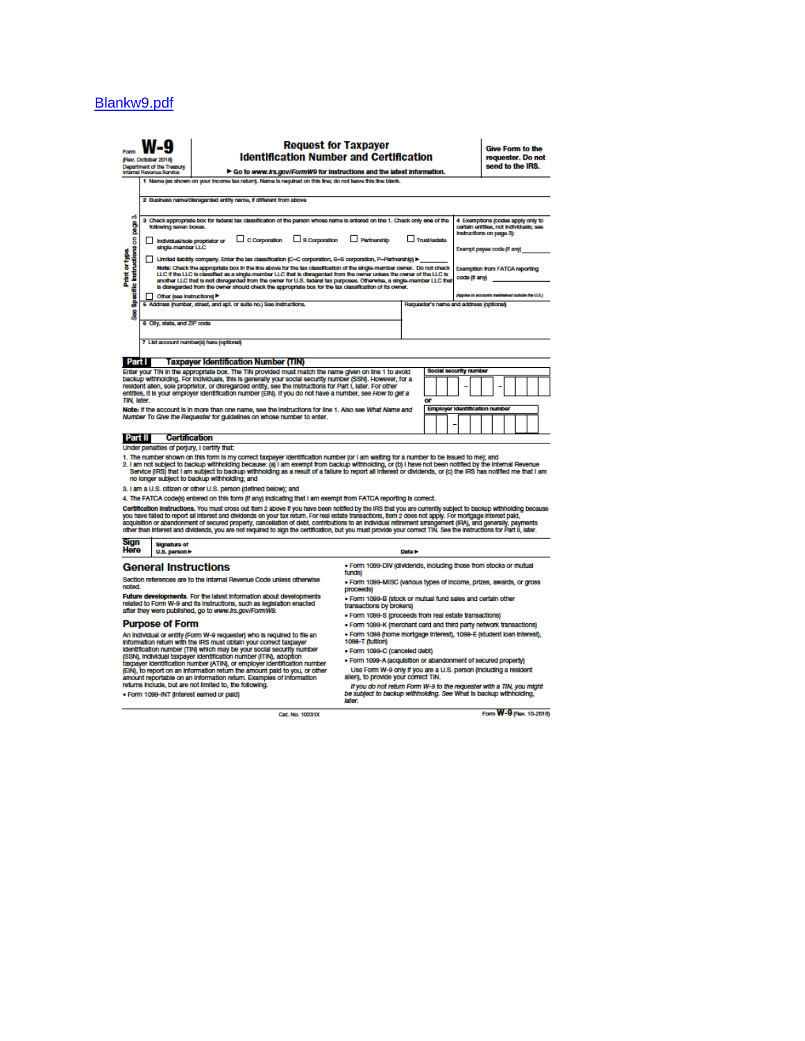Blankw9.pdf

Form **W-9**
(Rev. October 2018)
Department of the Treasury
Internal Revenue Service

# Request for Taxpayer Identification Number and Certification

▶ Go to *www.irs.gov/FormW9* for instructions and the latest information.

**Give Form to the requester. Do not send to the IRS.**

Print or type. See Specific Instructions on page 3.

1 Name (as shown on your income tax return). Name is required on this line; do not leave this line blank.

2 Business name/disregarded entity name, if different from above

3 Check appropriate box for federal tax classification of the person whose name is entered on line 1. Check only **one** of the following seven boxes.

☐ Individual/sole proprietor or single-member LLC ☐ C Corporation ☐ S Corporation ☐ Partnership ☐ Trust/estate

☐ Limited liability company. Enter the tax classification (C=C corporation, S=S corporation, P=Partnership) ▶

**Note:** Check the appropriate box in the line above for the tax classification of the single-member owner. Do not check LLC if the LLC is classified as a single-member LLC that is disregarded from the owner unless the owner of the LLC is another LLC that is **not** disregarded from the owner for U.S. federal tax purposes. Otherwise, a single-member LLC that is disregarded from the owner should check the appropriate box for the tax classification of its owner.

☐ Other (see instructions) ▶

4 Exemptions (codes apply only to certain entities, not individuals; see instructions on page 3):

Exempt payee code (if any)

Exemption from FATCA reporting code (if any)

*(Applies to accounts maintained outside the U.S.)*

5 Address (number, street, and apt. or suite no.) See instructions.

Requester's name and address (optional)

6 City, state, and ZIP code

7 List account number(s) here (optional)

## Part I Taxpayer Identification Number (TIN)

Enter your TIN in the appropriate box. The TIN provided must match the name given on line 1 to avoid backup withholding. For individuals, this is generally your social security number (SSN). However, for a resident alien, sole proprietor, or disregarded entity, see the instructions for Part I, later. For other entities, it is your employer identification number (EIN). If you do not have a number, see *How to get a TIN*, later.

**Note:** If the account is in more than one name, see the instructions for line 1. Also see *What Name and Number To Give the Requester* for guidelines on whose number to enter.

**Social security number**

or

**Employer identification number**

## Part II Certification

Under penalties of perjury, I certify that:

1. The number shown on this form is my correct taxpayer identification number (or I am waiting for a number to be issued to me); and
2. I am not subject to backup withholding because: (a) I am exempt from backup withholding, or (b) I have not been notified by the Internal Revenue Service (IRS) that I am subject to backup withholding as a result of a failure to report all interest or dividends, or (c) the IRS has notified me that I am no longer subject to backup withholding; and
3. I am a U.S. citizen or other U.S. person (defined below); and
4. The FATCA code(s) entered on this form (if any) indicating that I am exempt from FATCA reporting is correct.

**Certification instructions.** You must cross out item 2 above if you have been notified by the IRS that you are currently subject to backup withholding because you have failed to report all interest and dividends on your tax return. For real estate transactions, item 2 does not apply. For mortgage interest paid, acquisition or abandonment of secured property, cancellation of debt, contributions to an individual retirement arrangement (IRA), and generally, payments other than interest and dividends, you are not required to sign the certification, but you must provide your correct TIN. See the instructions for Part II, later.

**Sign Here** Signature of U.S. person ▶ Date ▶

## General Instructions

Section references are to the Internal Revenue Code unless otherwise noted.

**Future developments.** For the latest information about developments related to Form W-9 and its instructions, such as legislation enacted after they were published, go to *www.irs.gov/FormW9*.

## Purpose of Form

An individual or entity (Form W-9 requester) who is required to file an information return with the IRS must obtain your correct taxpayer identification number (TIN) which may be your social security number (SSN), individual taxpayer identification number (ITIN), adoption taxpayer identification number (ATIN), or employer identification number (EIN), to report on an information return the amount paid to you, or other amount reportable on an information return. Examples of information returns include, but are not limited to, the following.

- Form 1099-INT (interest earned or paid)
- Form 1099-DIV (dividends, including those from stocks or mutual funds)
- Form 1099-MISC (various types of income, prizes, awards, or gross proceeds)
- Form 1099-B (stock or mutual fund sales and certain other transactions by brokers)
- Form 1099-S (proceeds from real estate transactions)
- Form 1099-K (merchant card and third party network transactions)
- Form 1098 (home mortgage interest), 1098-E (student loan interest), 1098-T (tuition)
- Form 1099-C (canceled debt)
- Form 1099-A (acquisition or abandonment of secured property)

Use Form W-9 only if you are a U.S. person (including a resident alien), to provide your correct TIN.

*If you do not return Form W-9 to the requester with a TIN, you might be subject to backup withholding. See* What is backup withholding, *later.*

Cat. No. 10231X Form **W-9** (Rev. 10-2018)